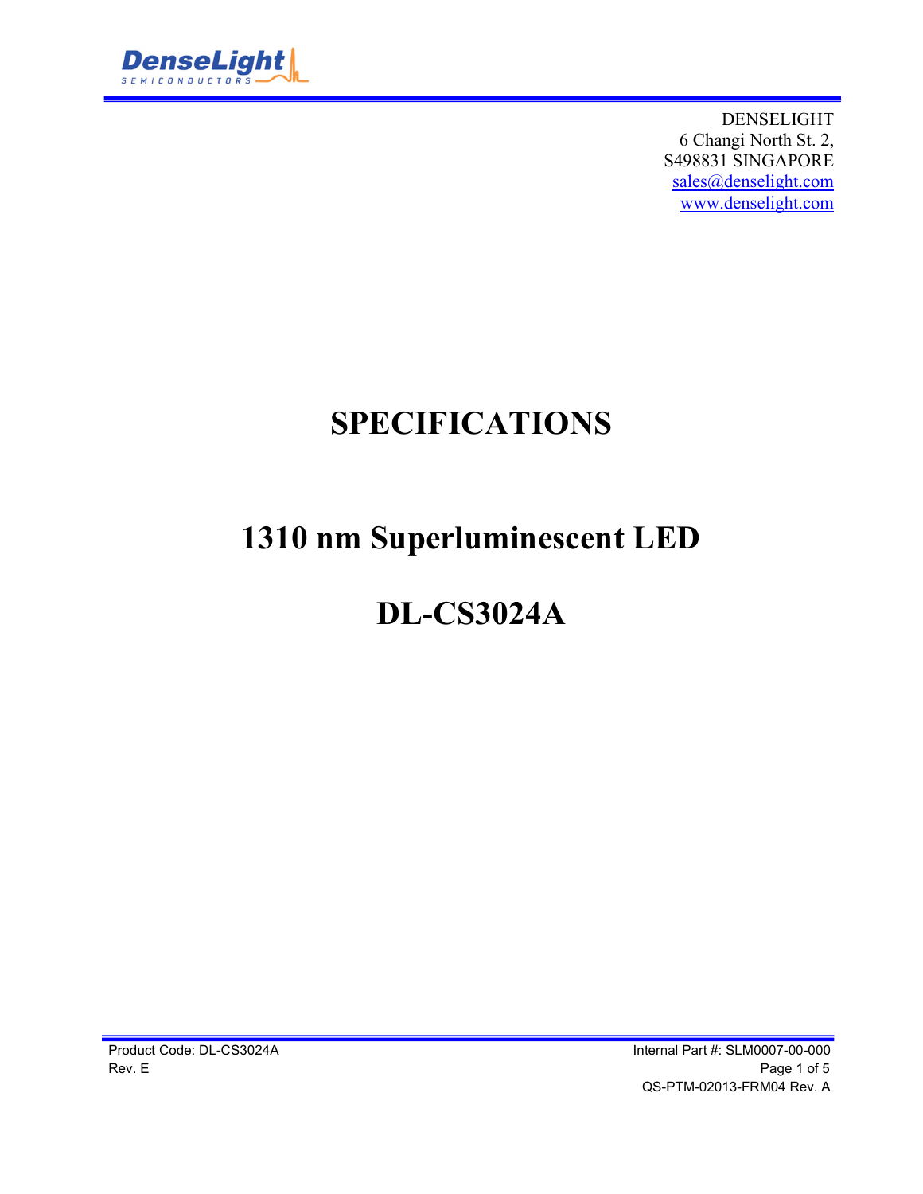DENSELIGHT
6 Changi North St. 2,
S498831 SINGAPORE
sales@denselight.com
www.denselight.com

# SPECIFICATIONS

# 1310 nm Superluminescent LED

# DL-CS3024A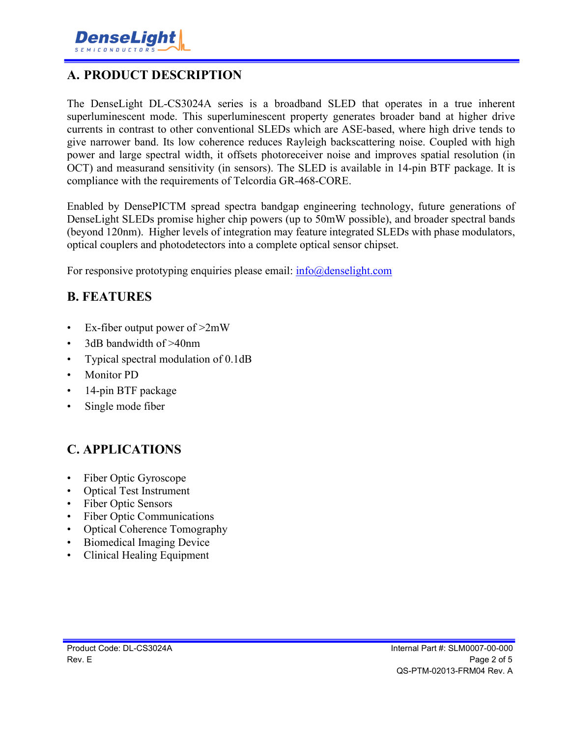## A. PRODUCT DESCRIPTION

The DenseLight DL-CS3024A series is a broadband SLED that operates in a true inherent superluminescent mode. This superluminescent property generates broader band at higher drive currents in contrast to other conventional SLEDs which are ASE-based, where high drive tends to give narrower band. Its low coherence reduces Rayleigh backscattering noise. Coupled with high power and large spectral width, it offsets photoreceiver noise and improves spatial resolution (in OCT) and measurand sensitivity (in sensors). The SLED is available in 14-pin BTF package. It is compliance with the requirements of Telcordia GR-468-CORE.

Enabled by DensePICTM spread spectra bandgap engineering technology, future generations of DenseLight SLEDs promise higher chip powers (up to 50mW possible), and broader spectral bands (beyond 120nm). Higher levels of integration may feature integrated SLEDs with phase modulators, optical couplers and photodetectors into a complete optical sensor chipset.

For responsive prototyping enquiries please email: info@denselight.com

## B. FEATURES

- Ex-fiber output power of >2mW
- 3dB bandwidth of >40nm
- Typical spectral modulation of 0.1dB
- Monitor PD
- 14-pin BTF package
- Single mode fiber

## C. APPLICATIONS

- Fiber Optic Gyroscope
- Optical Test Instrument
- Fiber Optic Sensors
- Fiber Optic Communications
- Optical Coherence Tomography
- Biomedical Imaging Device
- Clinical Healing Equipment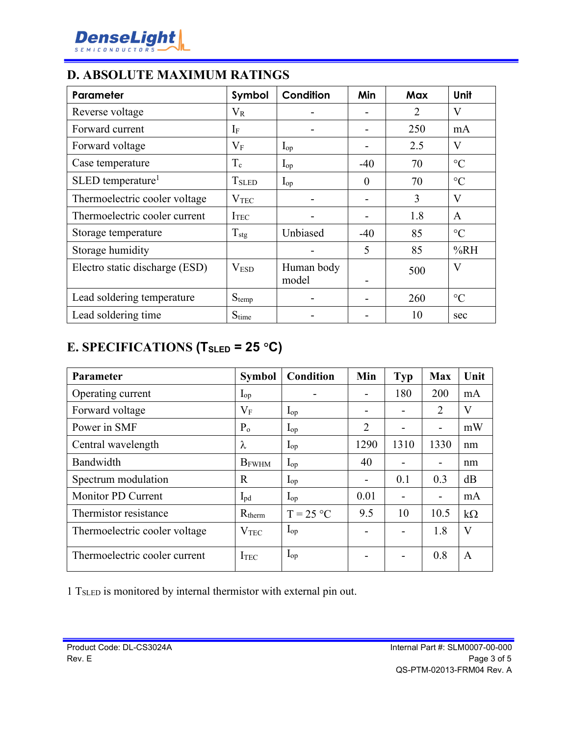## D. ABSOLUTE MAXIMUM RATINGS

| Parameter | Symbol | Condition | Min | Max | Unit |
|---|---|---|---|---|---|
| Reverse voltage | $V_R$ | - | - | 2 | V |
| Forward current | $I_F$ | - | - | 250 | mA |
| Forward voltage | $V_F$ | $I_{op}$ | - | 2.5 | V |
| Case temperature | $T_c$ | $I_{op}$ | -40 | 70 | °C |
| SLED temperature[1] | $T_{SLED}$ | $I_{op}$ | 0 | 70 | °C |
| Thermoelectric cooler voltage | $V_{TEC}$ | - | - | 3 | V |
| Thermoelectric cooler current | $I_{TEC}$ | - | - | 1.8 | A |
| Storage temperature | $T_{stg}$ | Unbiased | -40 | 85 | °C |
| Storage humidity | | - | 5 | 85 | %RH |
| Electro static discharge (ESD) | $V_{ESD}$ | Human body model | - | 500 | V |
| Lead soldering temperature | $S_{temp}$ | - | - | 260 | °C |
| Lead soldering time | $S_{time}$ | - | - | 10 | sec |

## E. SPECIFICATIONS ($T_{SLED}$ = 25 °C)

| Parameter | Symbol | Condition | Min | Typ | Max | Unit |
|---|---|---|---|---|---|---|
| Operating current | $I_{op}$ | - | - | 180 | 200 | mA |
| Forward voltage | $V_F$ | $I_{op}$ | - | - | 2 | V |
| Power in SMF | $P_o$ | $I_{op}$ | 2 | - | - | mW |
| Central wavelength | $\lambda$ | $I_{op}$ | 1290 | 1310 | 1330 | nm |
| Bandwidth | $B_{FWHM}$ | $I_{op}$ | 40 | - | - | nm |
| Spectrum modulation | R | $I_{op}$ | - | 0.1 | 0.3 | dB |
| Monitor PD Current | $I_{pd}$ | $I_{op}$ | 0.01 | - | - | mA |
| Thermistor resistance | $R_{therm}$ | T = 25 °C | 9.5 | 10 | 10.5 | kΩ |
| Thermoelectric cooler voltage | $V_{TEC}$ | $I_{op}$ | - | - | 1.8 | V |
| Thermoelectric cooler current | $I_{TEC}$ | $I_{op}$ | - | - | 0.8 | A |

1 $T_{SLED}$ is monitored by internal thermistor with external pin out.

Product Code: DL-CS3024A
Rev. E

Internal Part #: SLM0007-00-000
QS-PTM-02013-FRM04 Rev. A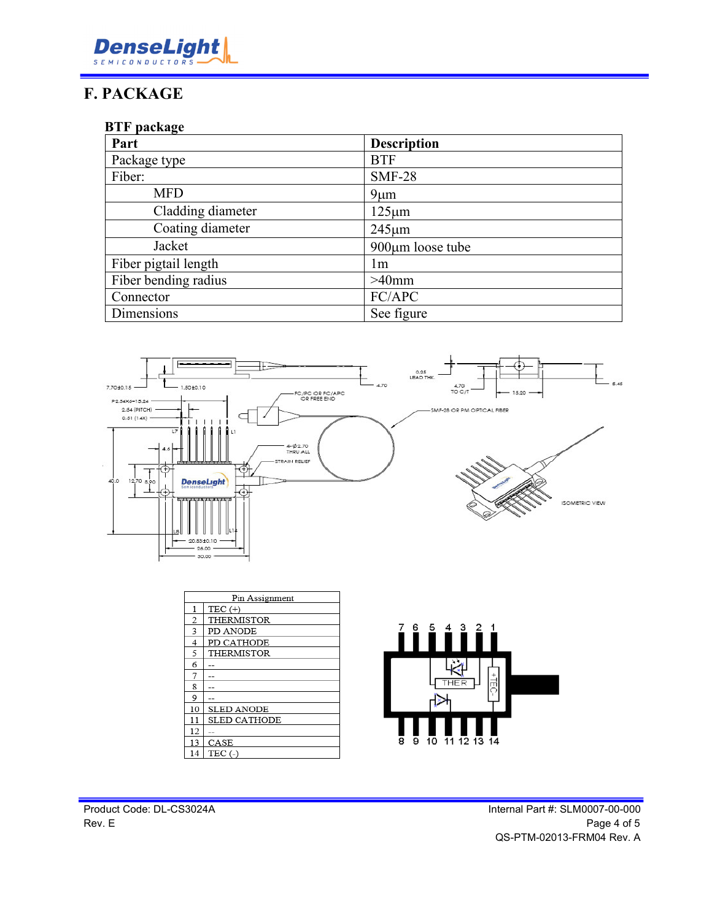# F. PACKAGE

**BTF package**

| Part | Description |
|---|---|
| Package type | BTF |
| Fiber: | SMF-28 |
| MFD | 9µm |
| Cladding diameter | 125µm |
| Coating diameter | 245µm |
| Jacket | 900µm loose tube |
| Fiber pigtail length | 1m |
| Fiber bending radius | >40mm |
| Connector | FC/APC |
| Dimensions | See figure |

| Pin Assignment | |
|---|---|
| 1 | TEC (+) |
| 2 | THERMISTOR |
| 3 | PD ANODE |
| 4 | PD CATHODE |
| 5 | THERMISTOR |
| 6 | -- |
| 7 | -- |
| 8 | -- |
| 9 | -- |
| 10 | SLED ANODE |
| 11 | SLED CATHODE |
| 12 | -- |
| 13 | CASE |
| 14 | TEC (-) |

Product Code: DL-CS3024A
Rev. E

Internal Part #: SLM0007-00-000
QS-PTM-02013-FRM04 Rev. A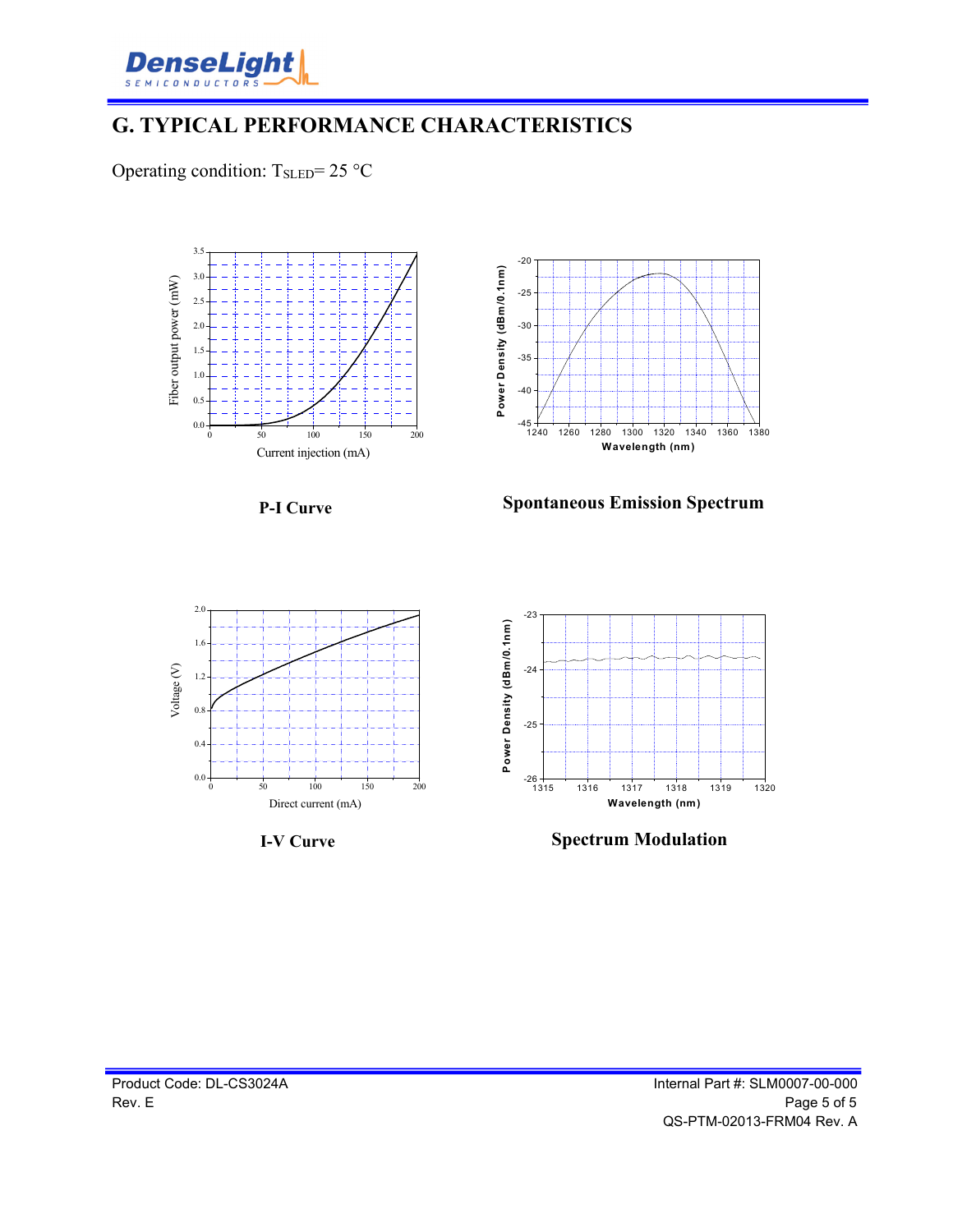## G. TYPICAL PERFORMANCE CHARACTERISTICS

Operating condition: $T_{SLED}$= 25 °C

Fiber output power (mW)

3.5
3.0
2.5
2.0
1.5
1.0
0.5
0.0

0
50
100
150
200

Current injection (mA)

**P-I Curve**

Power Density (dBm/0.1nm)

-20
-25
-30
-35
-40
-45

1240
1260
1280
1300
1320
1340
1360
1380

Wavelength (nm)

**Spontaneous Emission Spectrum**

Voltage (V)

2.0
1.6
1.2
0.8
0.4
0.0

0
50
100
150
200

Direct current (mA)

**I-V Curve**

Power Density (dBm/0.1nm)

-23
-24
-25
-26

1315
1316
1317
1318
1319
1320

Wavelength (nm)

**Spectrum Modulation**

Product Code: DL-CS3024A
Rev. E

Internal Part #: SLM0007-00-000
QS-PTM-02013-FRM04 Rev. A